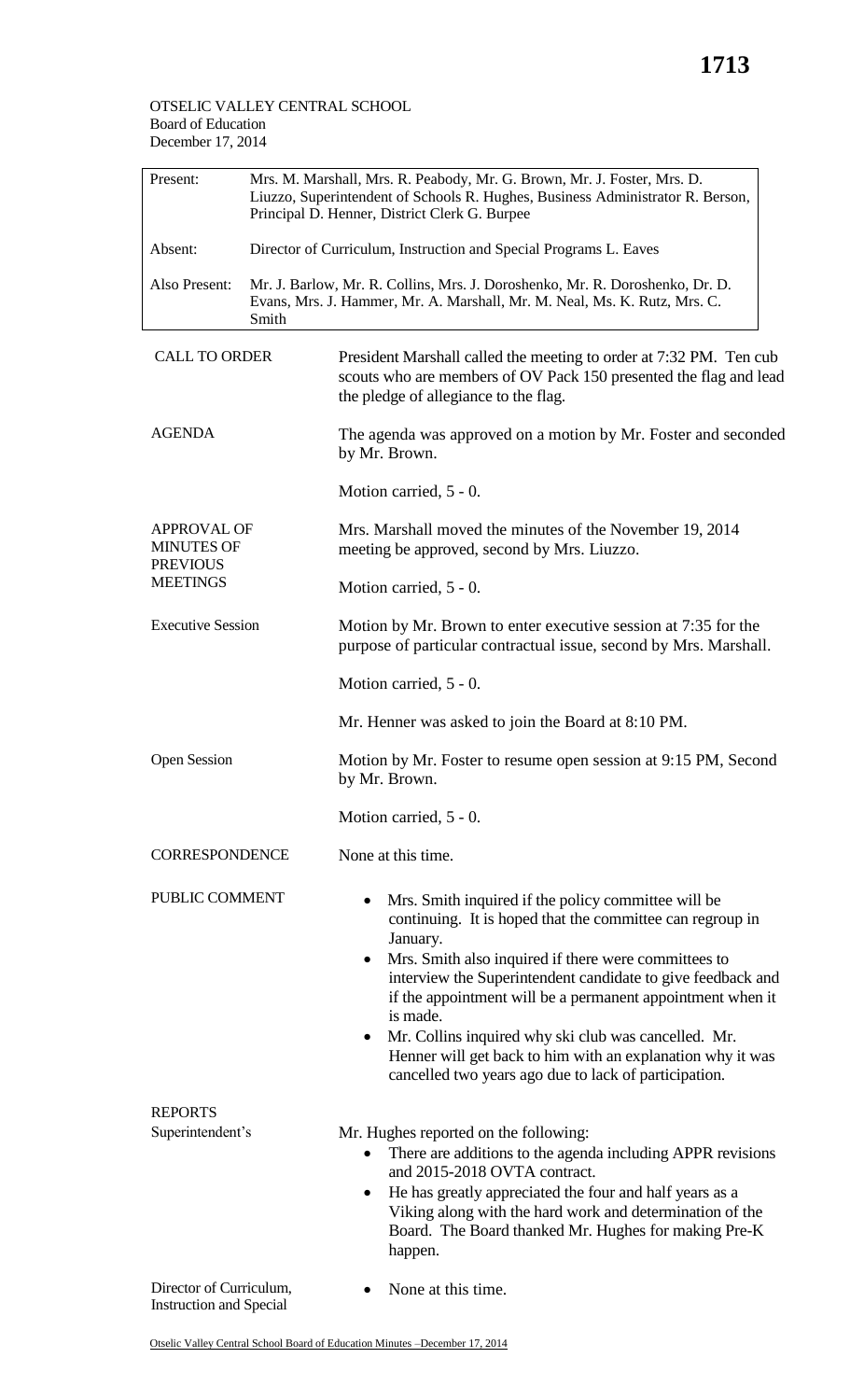OTSELIC VALLEY CENTRAL SCHOOL
Board of Education
December 17, 2014

| | |
|---|---|
| Present: | Mrs. M. Marshall, Mrs. R. Peabody, Mr. G. Brown, Mr. J. Foster, Mrs. D. Liuzzo, Superintendent of Schools R. Hughes, Business Administrator R. Berson, Principal D. Henner, District Clerk G. Burpee |
| Absent: | Director of Curriculum, Instruction and Special Programs L. Eaves |
| Also Present: | Mr. J. Barlow, Mr. R. Collins, Mrs. J. Doroshenko, Mr. R. Doroshenko, Dr. D. Evans, Mrs. J. Hammer, Mr. A. Marshall, Mr. M. Neal, Ms. K. Rutz, Mrs. C. Smith |

**CALL TO ORDER**

President Marshall called the meeting to order at 7:32 PM. Ten cub scouts who are members of OV Pack 150 presented the flag and lead the pledge of allegiance to the flag.

**AGENDA**

The agenda was approved on a motion by Mr. Foster and seconded by Mr. Brown.

Motion carried, 5 - 0.

**APPROVAL OF MINUTES OF PREVIOUS MEETINGS**

Mrs. Marshall moved the minutes of the November 19, 2014 meeting be approved, second by Mrs. Liuzzo.

Motion carried, 5 - 0.

**Executive Session**

Motion by Mr. Brown to enter executive session at 7:35 for the purpose of particular contractual issue, second by Mrs. Marshall.

Motion carried, 5 - 0.

Mr. Henner was asked to join the Board at 8:10 PM.

**Open Session**

Motion by Mr. Foster to resume open session at 9:15 PM, Second by Mr. Brown.

Motion carried, 5 - 0.

**CORRESPONDENCE**

None at this time.

**PUBLIC COMMENT**

- Mrs. Smith inquired if the policy committee will be continuing. It is hoped that the committee can regroup in January.
- Mrs. Smith also inquired if there were committees to interview the Superintendent candidate to give feedback and if the appointment will be a permanent appointment when it is made.
- Mr. Collins inquired why ski club was cancelled. Mr. Henner will get back to him with an explanation why it was cancelled two years ago due to lack of participation.

**REPORTS**

Superintendent's

Mr. Hughes reported on the following:

- There are additions to the agenda including APPR revisions and 2015-2018 OVTA contract.
- He has greatly appreciated the four and half years as a Viking along with the hard work and determination of the Board. The Board thanked Mr. Hughes for making Pre-K happen.

Director of Curriculum, Instruction and Special

- None at this time.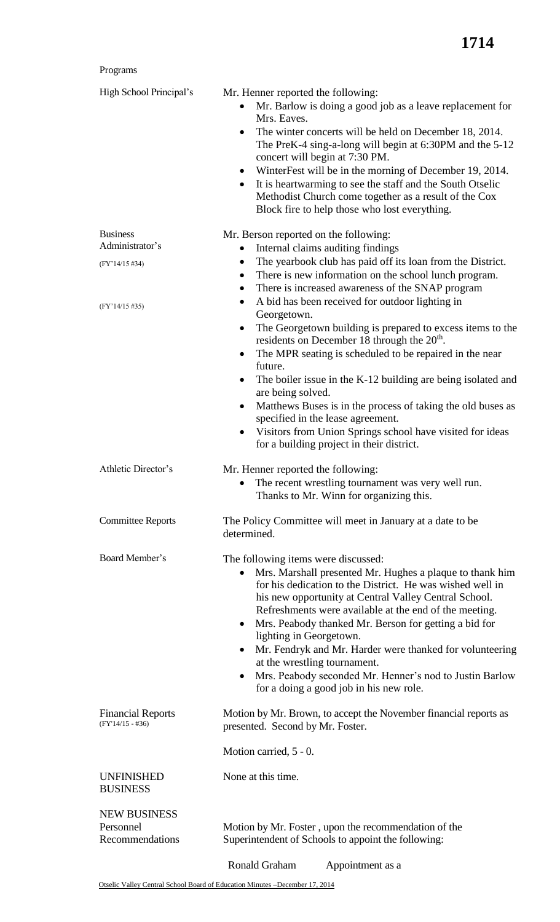Programs

**High School Principal's**

Mr. Henner reported the following:

- Mr. Barlow is doing a good job as a leave replacement for Mrs. Eaves.
- The winter concerts will be held on December 18, 2014. The PreK-4 sing-a-long will begin at 6:30PM and the 5-12 concert will begin at 7:30 PM.
- WinterFest will be in the morning of December 19, 2014.
- It is heartwarming to see the staff and the South Otselic Methodist Church come together as a result of the Cox Block fire to help those who lost everything.

**Business Administrator's**

(FY'14/15 #34)

(FY'14/15 #35)

Mr. Berson reported on the following:

- Internal claims auditing findings
- The yearbook club has paid off its loan from the District.
- There is new information on the school lunch program.
- There is increased awareness of the SNAP program
- A bid has been received for outdoor lighting in Georgetown.
- The Georgetown building is prepared to excess items to the residents on December 18 through the 20th.
- The MPR seating is scheduled to be repaired in the near future.
- The boiler issue in the K-12 building are being isolated and are being solved.
- Matthews Buses is in the process of taking the old buses as specified in the lease agreement.
- Visitors from Union Springs school have visited for ideas for a building project in their district.

**Athletic Director's**

Mr. Henner reported the following:

- The recent wrestling tournament was very well run. Thanks to Mr. Winn for organizing this.

**Committee Reports**

The Policy Committee will meet in January at a date to be determined.

**Board Member's**

The following items were discussed:

- Mrs. Marshall presented Mr. Hughes a plaque to thank him for his dedication to the District. He was wished well in his new opportunity at Central Valley Central School. Refreshments were available at the end of the meeting.
- Mrs. Peabody thanked Mr. Berson for getting a bid for lighting in Georgetown.
- Mr. Fendryk and Mr. Harder were thanked for volunteering at the wrestling tournament.
- Mrs. Peabody seconded Mr. Henner's nod to Justin Barlow for a doing a good job in his new role.

**Financial Reports**
(FY'14/15 - #36)

Motion by Mr. Brown, to accept the November financial reports as presented. Second by Mr. Foster.

Motion carried, 5 - 0.

**UNFINISHED BUSINESS**

None at this time.

**NEW BUSINESS**
**Personnel Recommendations**

Motion by Mr. Foster , upon the recommendation of the Superintendent of Schools to appoint the following:

Ronald Graham Appointment as a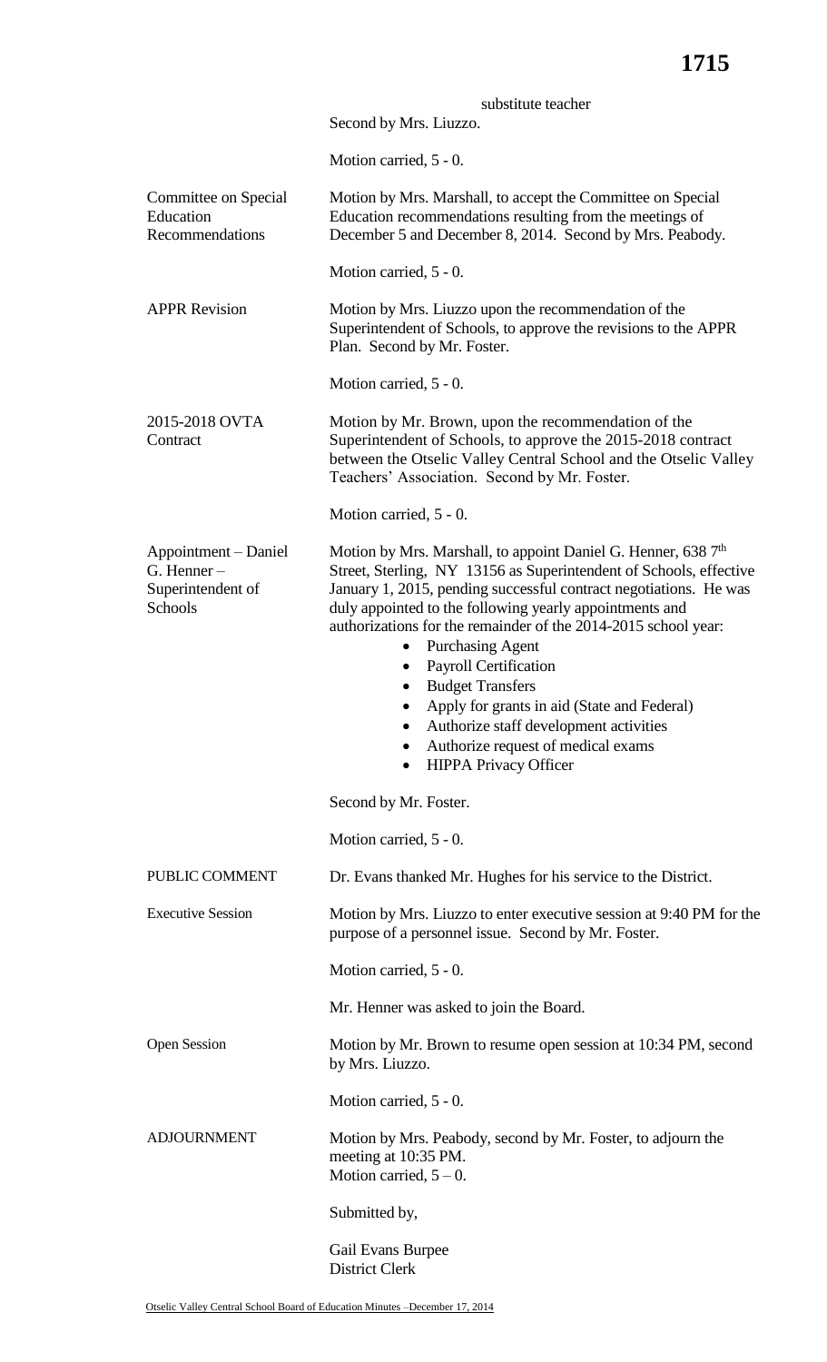substitute teacher

Second by Mrs. Liuzzo.

Motion carried, 5 - 0.

**Committee on Special Education Recommendations**

Motion by Mrs. Marshall, to accept the Committee on Special Education recommendations resulting from the meetings of December 5 and December 8, 2014. Second by Mrs. Peabody.

Motion carried, 5 - 0.

**APPR Revision**

Motion by Mrs. Liuzzo upon the recommendation of the Superintendent of Schools, to approve the revisions to the APPR Plan. Second by Mr. Foster.

Motion carried, 5 - 0.

**2015-2018 OVTA Contract**

Motion by Mr. Brown, upon the recommendation of the Superintendent of Schools, to approve the 2015-2018 contract between the Otselic Valley Central School and the Otselic Valley Teachers' Association. Second by Mr. Foster.

Motion carried, 5 - 0.

**Appointment – Daniel G. Henner – Superintendent of Schools**

Motion by Mrs. Marshall, to appoint Daniel G. Henner, 638 7th Street, Sterling, NY 13156 as Superintendent of Schools, effective January 1, 2015, pending successful contract negotiations. He was duly appointed to the following yearly appointments and authorizations for the remainder of the 2014-2015 school year:

- Purchasing Agent
- Payroll Certification
- Budget Transfers
- Apply for grants in aid (State and Federal)
- Authorize staff development activities
- Authorize request of medical exams
- HIPPA Privacy Officer

Second by Mr. Foster.

Motion carried, 5 - 0.

**PUBLIC COMMENT**

Dr. Evans thanked Mr. Hughes for his service to the District.

**Executive Session**

Motion by Mrs. Liuzzo to enter executive session at 9:40 PM for the purpose of a personnel issue. Second by Mr. Foster.

Motion carried, 5 - 0.

Mr. Henner was asked to join the Board.

**Open Session**

Motion by Mr. Brown to resume open session at 10:34 PM, second by Mrs. Liuzzo.

Motion carried, 5 - 0.

**ADJOURNMENT**

Motion by Mrs. Peabody, second by Mr. Foster, to adjourn the meeting at 10:35 PM.
Motion carried, 5 – 0.

Submitted by,

Gail Evans Burpee
District Clerk